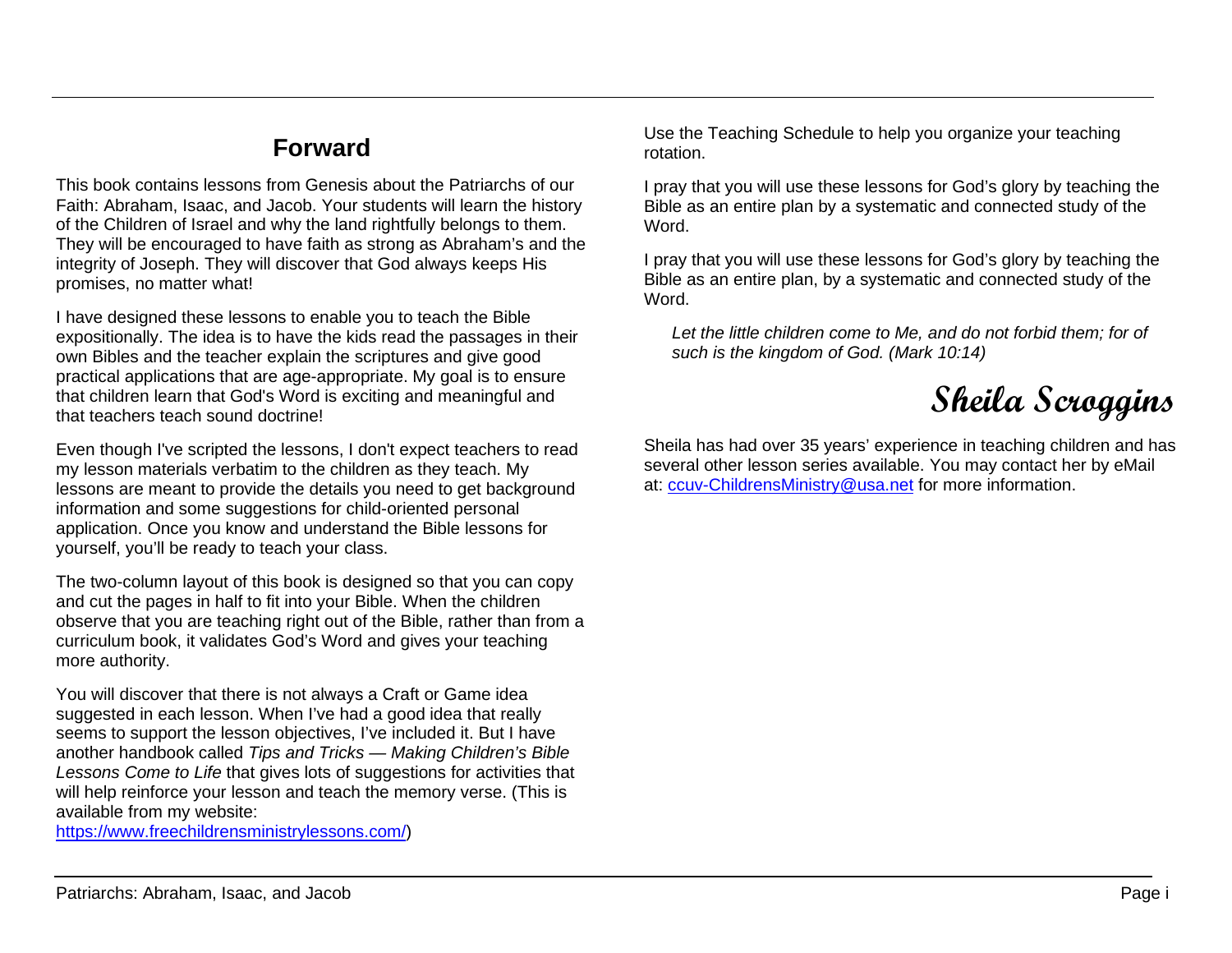## Forward

This book contains lessons from Genesis about the Patriarchs of our Faith: Abraham, Isaac, and Jacob. Your students will learn the history of the Children of Israel and why the land rightfully belongs to them. They will be encouraged to have faith as strong as Abraham's and the integrity of Joseph. They will discover that God always keeps His promises, no matter what!

I have designed these lessons to enable you to teach the Bible expositionally. The idea is to have the kids read the passages in their own Bibles and the teacher explain the scriptures and give good practical applications that are age-appropriate. My goal is to ensure that children learn that God's Word is exciting and meaningful and that teachers teach sound doctrine!

Even though I've scripted the lessons, I don't expect teachers to read my lesson materials verbatim to the children as they teach. My lessons are meant to provide the details you need to get background information and some suggestions for child-oriented personal application. Once you know and understand the Bible lessons for yourself, you'll be ready to teach your class.

The two-column layout of this book is designed so that you can copy and cut the pages in half to fit into your Bible. When the children observe that you are teaching right out of the Bible, rather than from a curriculum book, it validates God's Word and gives your teaching more authority.

You will discover that there is not always a Craft or Game idea suggested in each lesson. When I've had a good idea that really seems to support the lesson objectives, I've included it. But I have another handbook called *Tips and Tricks — Making Children's Bible Lessons Come to Life* that gives lots of suggestions for activities that will help reinforce your lesson and teach the memory verse. (This is available from my website: https://www.freechildrensministrylessons.com/)

Use the Teaching Schedule to help you organize your teaching rotation.

I pray that you will use these lessons for God's glory by teaching the Bible as an entire plan by a systematic and connected study of the Word.

I pray that you will use these lessons for God's glory by teaching the Bible as an entire plan, by a systematic and connected study of the Word.

> *Let the little children come to Me, and do not forbid them; for of such is the kingdom of God. (Mark 10:14)*

**Sheila Scroggins**

Sheila has had over 35 years' experience in teaching children and has several other lesson series available. You may contact her by eMail at: ccuv-ChildrensMinistry@usa.net for more information.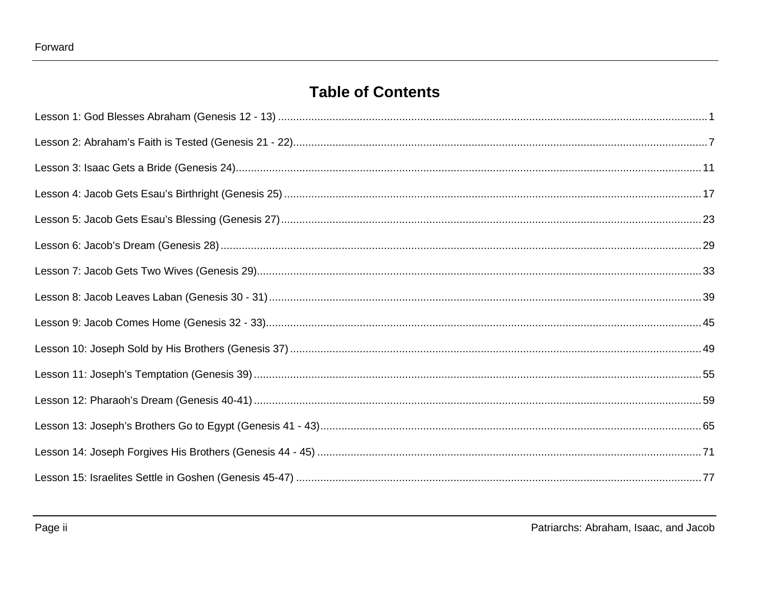# Table of Contents

Lesson 1: God Blesses Abraham (Genesis 12 - 13) ........................................ 1

Lesson 2: Abraham's Faith is Tested (Genesis 21 - 22)........................................ 7

Lesson 3: Isaac Gets a Bride (Genesis 24)........................................ 11

Lesson 4: Jacob Gets Esau's Birthright (Genesis 25) ........................................ 17

Lesson 5: Jacob Gets Esau's Blessing (Genesis 27)........................................ 23

Lesson 6: Jacob's Dream (Genesis 28) ........................................ 29

Lesson 7: Jacob Gets Two Wives (Genesis 29)........................................ 33

Lesson 8: Jacob Leaves Laban (Genesis 30 - 31)........................................ 39

Lesson 9: Jacob Comes Home (Genesis 32 - 33)........................................ 45

Lesson 10: Joseph Sold by His Brothers (Genesis 37) ........................................ 49

Lesson 11: Joseph's Temptation (Genesis 39) ........................................ 55

Lesson 12: Pharaoh's Dream (Genesis 40-41) ........................................ 59

Lesson 13: Joseph's Brothers Go to Egypt (Genesis 41 - 43)........................................ 65

Lesson 14: Joseph Forgives His Brothers (Genesis 44 - 45) ........................................ 71

Lesson 15: Israelites Settle in Goshen (Genesis 45-47) ........................................ 77